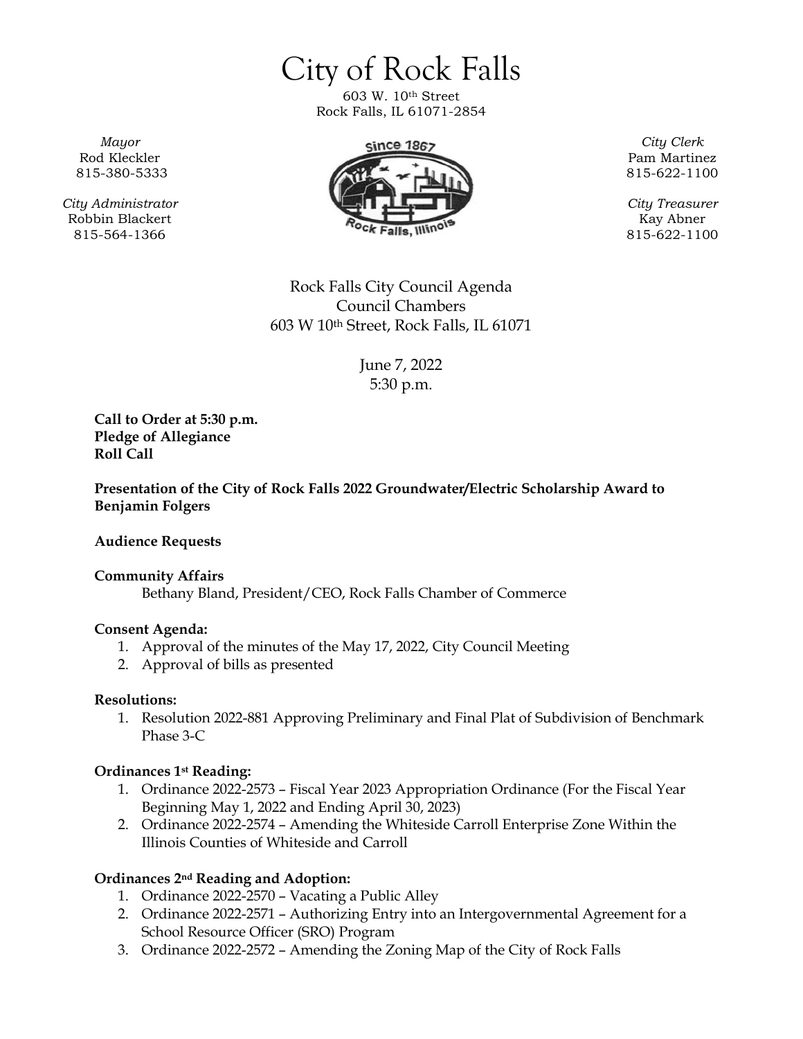# City of Rock Falls

603 W. 10th Street
Rock Falls, IL 61071-2854

*Mayor*
Rod Kleckler
815-380-5333

*City Administrator*
Robbin Blackert
815-564-1366

*City Clerk*
Pam Martinez
815-622-1100

*City Treasurer*
Kay Abner
815-622-1100

Rock Falls City Council Agenda
Council Chambers
603 W 10th Street, Rock Falls, IL 61071

June 7, 2022
5:30 p.m.

**Call to Order at 5:30 p.m.**
**Pledge of Allegiance**
**Roll Call**

**Presentation of the City of Rock Falls 2022 Groundwater/Electric Scholarship Award to Benjamin Folgers**

**Audience Requests**

**Community Affairs**

Bethany Bland, President/CEO, Rock Falls Chamber of Commerce

**Consent Agenda:**

1. Approval of the minutes of the May 17, 2022, City Council Meeting
2. Approval of bills as presented

**Resolutions:**

1. Resolution 2022-881 Approving Preliminary and Final Plat of Subdivision of Benchmark Phase 3-C

**Ordinances 1st Reading:**

1. Ordinance 2022-2573 – Fiscal Year 2023 Appropriation Ordinance (For the Fiscal Year Beginning May 1, 2022 and Ending April 30, 2023)
2. Ordinance 2022-2574 – Amending the Whiteside Carroll Enterprise Zone Within the Illinois Counties of Whiteside and Carroll

**Ordinances 2nd Reading and Adoption:**

1. Ordinance 2022-2570 – Vacating a Public Alley
2. Ordinance 2022-2571 – Authorizing Entry into an Intergovernmental Agreement for a School Resource Officer (SRO) Program
3. Ordinance 2022-2572 – Amending the Zoning Map of the City of Rock Falls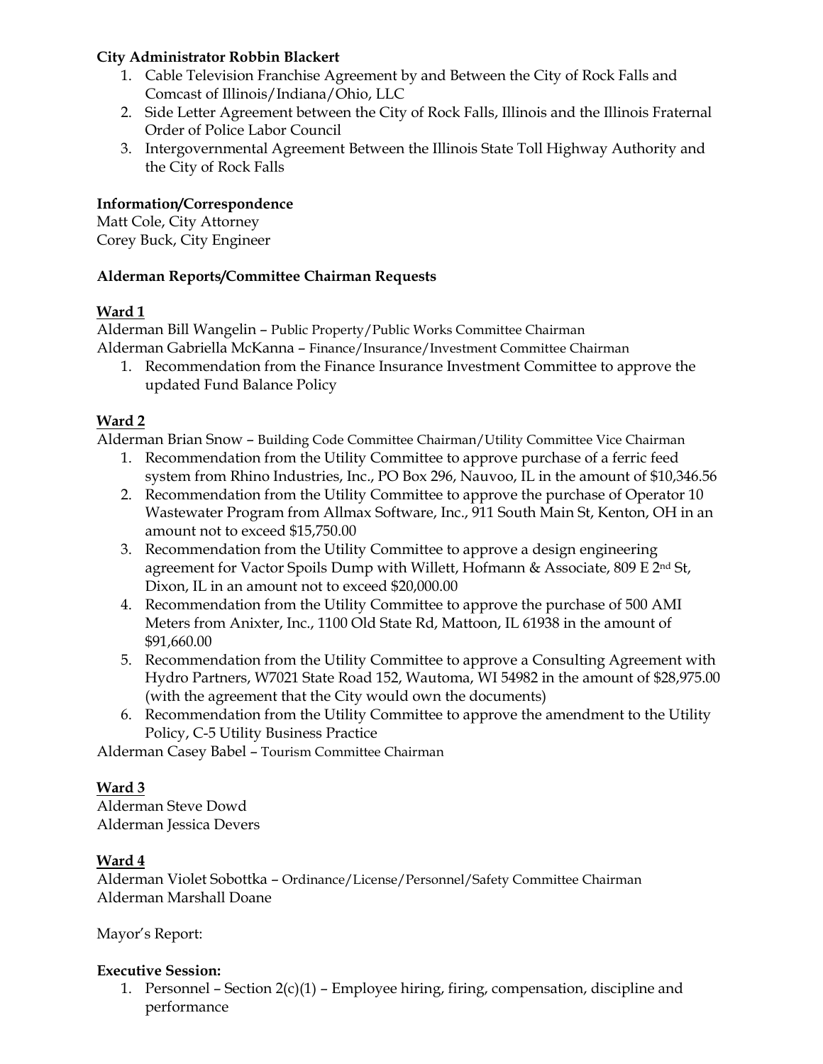**City Administrator Robbin Blackert**

1. Cable Television Franchise Agreement by and Between the City of Rock Falls and Comcast of Illinois/Indiana/Ohio, LLC
2. Side Letter Agreement between the City of Rock Falls, Illinois and the Illinois Fraternal Order of Police Labor Council
3. Intergovernmental Agreement Between the Illinois State Toll Highway Authority and the City of Rock Falls

**Information/Correspondence**

Matt Cole, City Attorney
Corey Buck, City Engineer

**Alderman Reports/Committee Chairman Requests**

**Ward 1**

Alderman Bill Wangelin – Public Property/Public Works Committee Chairman
Alderman Gabriella McKanna – Finance/Insurance/Investment Committee Chairman

1. Recommendation from the Finance Insurance Investment Committee to approve the updated Fund Balance Policy

**Ward 2**

Alderman Brian Snow – Building Code Committee Chairman/Utility Committee Vice Chairman

1. Recommendation from the Utility Committee to approve purchase of a ferric feed system from Rhino Industries, Inc., PO Box 296, Nauvoo, IL in the amount of $10,346.56
2. Recommendation from the Utility Committee to approve the purchase of Operator 10 Wastewater Program from Allmax Software, Inc., 911 South Main St, Kenton, OH in an amount not to exceed $15,750.00
3. Recommendation from the Utility Committee to approve a design engineering agreement for Vactor Spoils Dump with Willett, Hofmann & Associate, 809 E 2nd St, Dixon, IL in an amount not to exceed $20,000.00
4. Recommendation from the Utility Committee to approve the purchase of 500 AMI Meters from Anixter, Inc., 1100 Old State Rd, Mattoon, IL 61938 in the amount of $91,660.00
5. Recommendation from the Utility Committee to approve a Consulting Agreement with Hydro Partners, W7021 State Road 152, Wautoma, WI 54982 in the amount of $28,975.00 (with the agreement that the City would own the documents)
6. Recommendation from the Utility Committee to approve the amendment to the Utility Policy, C-5 Utility Business Practice

Alderman Casey Babel – Tourism Committee Chairman

**Ward 3**

Alderman Steve Dowd
Alderman Jessica Devers

**Ward 4**

Alderman Violet Sobottka – Ordinance/License/Personnel/Safety Committee Chairman
Alderman Marshall Doane

Mayor's Report:

**Executive Session:**

1. Personnel – Section 2(c)(1) – Employee hiring, firing, compensation, discipline and performance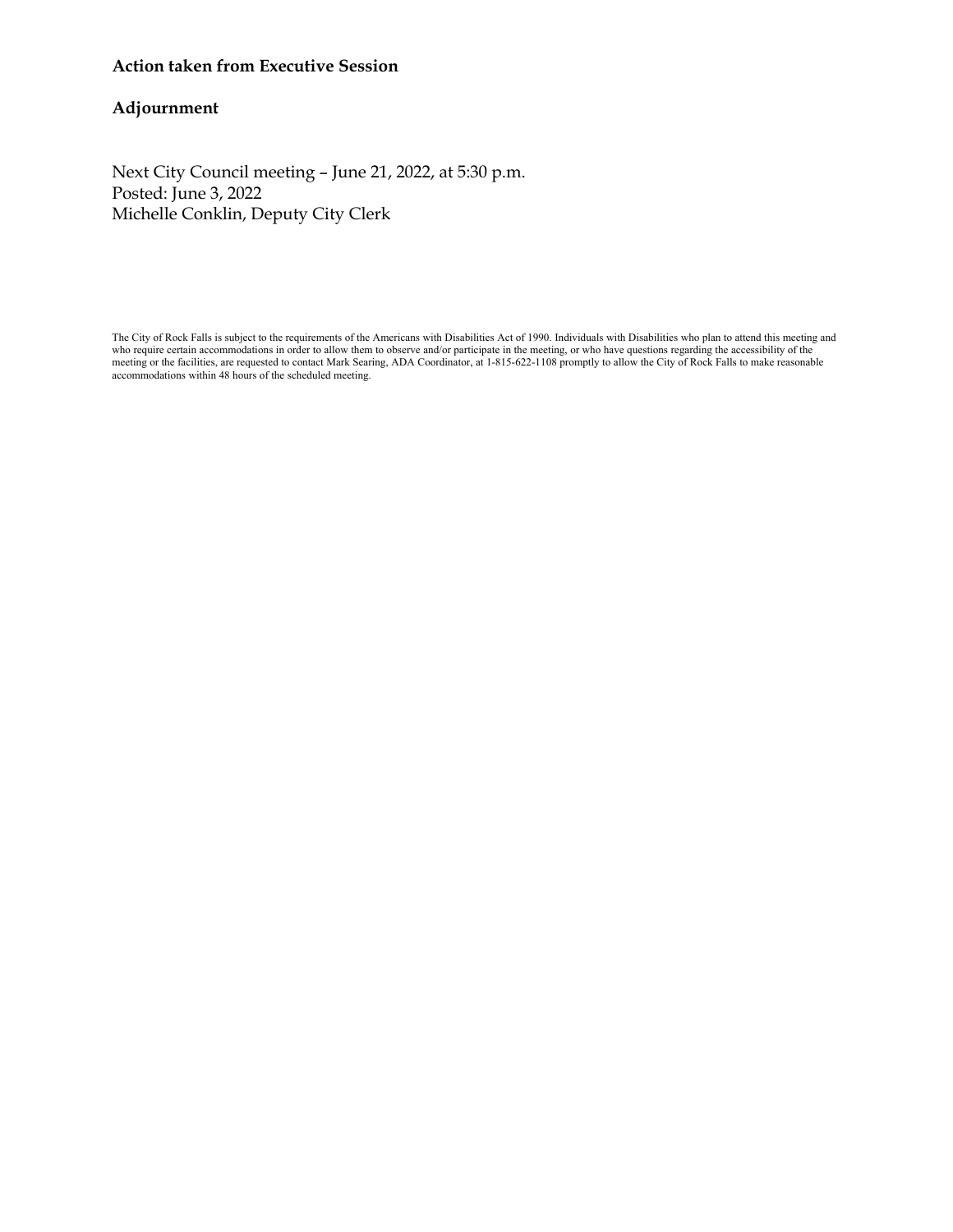**Action taken from Executive Session**

**Adjournment**

Next City Council meeting – June 21, 2022, at 5:30 p.m.
Posted: June 3, 2022
Michelle Conklin, Deputy City Clerk

The City of Rock Falls is subject to the requirements of the Americans with Disabilities Act of 1990. Individuals with Disabilities who plan to attend this meeting and who require certain accommodations in order to allow them to observe and/or participate in the meeting, or who have questions regarding the accessibility of the meeting or the facilities, are requested to contact Mark Searing, ADA Coordinator, at 1-815-622-1108 promptly to allow the City of Rock Falls to make reasonable accommodations within 48 hours of the scheduled meeting.